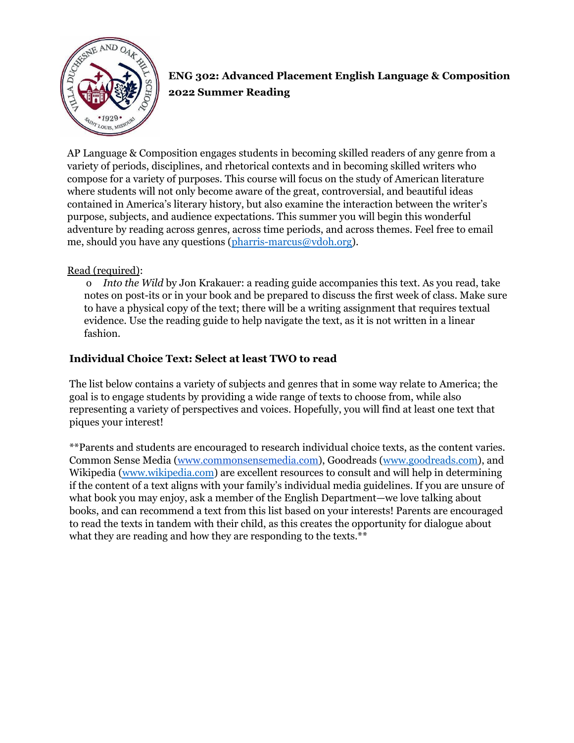# ENG 302: Advanced Placement English Language & Composition
## 2022 Summer Reading

AP Language & Composition engages students in becoming skilled readers of any genre from a variety of periods, disciplines, and rhetorical contexts and in becoming skilled writers who compose for a variety of purposes. This course will focus on the study of American literature where students will not only become aware of the great, controversial, and beautiful ideas contained in America's literary history, but also examine the interaction between the writer's purpose, subjects, and audience expectations. This summer you will begin this wonderful adventure by reading across genres, across time periods, and across themes. Feel free to email me, should you have any questions (pharris-marcus@vdoh.org).

Read (required):

- *Into the Wild* by Jon Krakauer: a reading guide accompanies this text. As you read, take notes on post-its or in your book and be prepared to discuss the first week of class. Make sure to have a physical copy of the text; there will be a writing assignment that requires textual evidence. Use the reading guide to help navigate the text, as it is not written in a linear fashion.

**Individual Choice Text: Select at least TWO to read**

The list below contains a variety of subjects and genres that in some way relate to America; the goal is to engage students by providing a wide range of texts to choose from, while also representing a variety of perspectives and voices. Hopefully, you will find at least one text that piques your interest!

**Parents and students are encouraged to research individual choice texts, as the content varies. Common Sense Media (www.commonsensemedia.com), Goodreads (www.goodreads.com), and Wikipedia (www.wikipedia.com) are excellent resources to consult and will help in determining if the content of a text aligns with your family's individual media guidelines. If you are unsure of what book you may enjoy, ask a member of the English Department—we love talking about books, and can recommend a text from this list based on your interests! Parents are encouraged to read the texts in tandem with their child, as this creates the opportunity for dialogue about what they are reading and how they are responding to the texts.**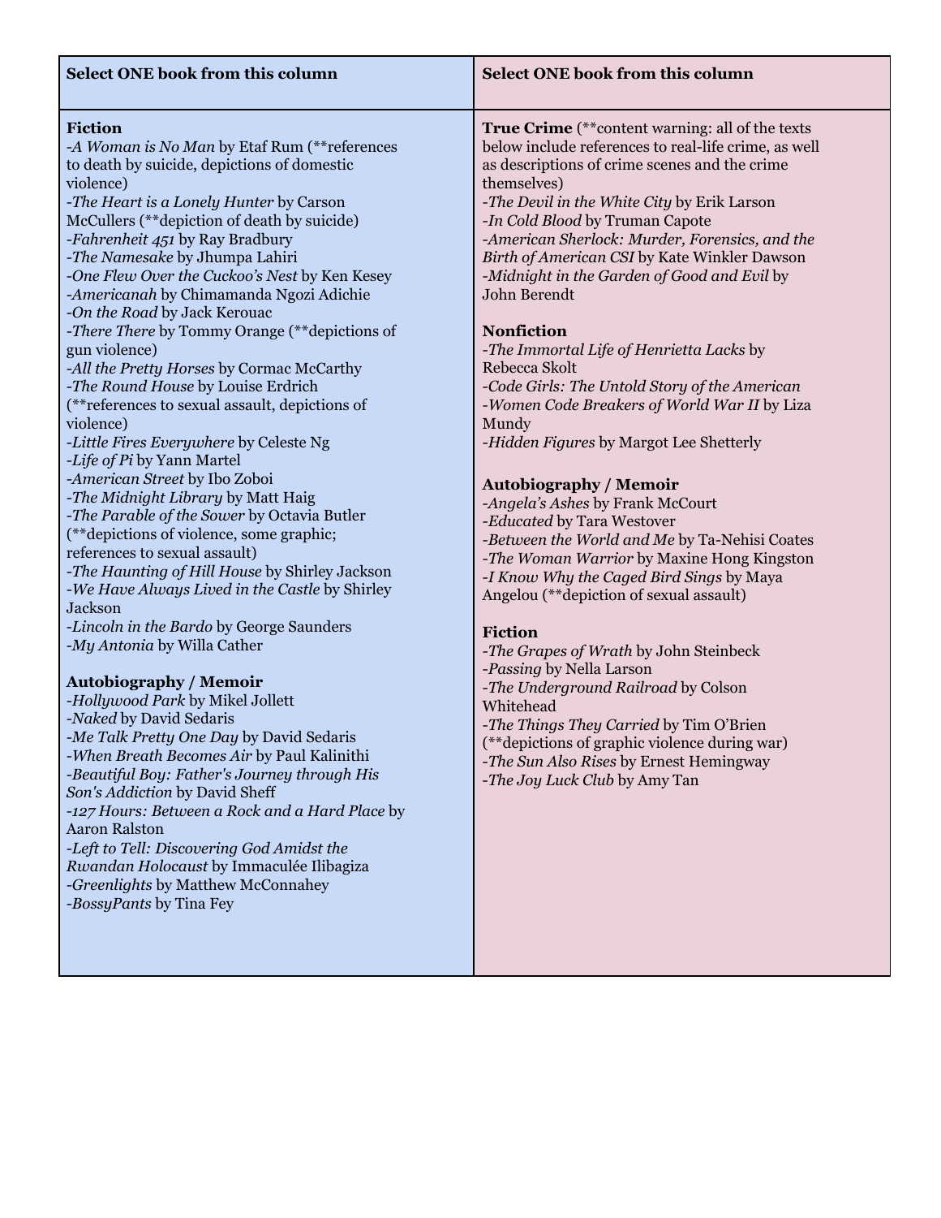| Select ONE book from this column | Select ONE book from this column |
|---|---|
| **Fiction**<br>-*A Woman is No Man* by Etaf Rum (**references to death by suicide, depictions of domestic violence)<br>-*The Heart is a Lonely Hunter* by Carson McCullers (**depiction of death by suicide)<br>-*Fahrenheit 451* by Ray Bradbury<br>-*The Namesake* by Jhumpa Lahiri<br>-*One Flew Over the Cuckoo's Nest* by Ken Kesey<br>-*Americanah* by Chimamanda Ngozi Adichie<br>-*On the Road* by Jack Kerouac<br>-*There There* by Tommy Orange (**depictions of gun violence)<br>-*All the Pretty Horses* by Cormac McCarthy<br>-*The Round House* by Louise Erdrich (**references to sexual assault, depictions of violence)<br>-*Little Fires Everywhere* by Celeste Ng<br>-*Life of Pi* by Yann Martel<br>-*American Street* by Ibo Zoboi<br>-*The Midnight Library* by Matt Haig<br>-*The Parable of the Sower* by Octavia Butler (**depictions of violence, some graphic; references to sexual assault)<br>-*The Haunting of Hill House* by Shirley Jackson<br>-*We Have Always Lived in the Castle* by Shirley Jackson<br>-*Lincoln in the Bardo* by George Saunders<br>-*My Antonia* by Willa Cather<br><br>**Autobiography / Memoir**<br>-*Hollywood Park* by Mikel Jollett<br>-*Naked* by David Sedaris<br>-*Me Talk Pretty One Day* by David Sedaris<br>-*When Breath Becomes Air* by Paul Kalinithi<br>-*Beautiful Boy: Father's Journey through His Son's Addiction* by David Sheff<br>-*127 Hours: Between a Rock and a Hard Place* by Aaron Ralston<br>-*Left to Tell: Discovering God Amidst the Rwandan Holocaust* by Immaculée Ilibagiza<br>-*Greenlights* by Matthew McConnahey<br>-*BossyPants* by Tina Fey | **True Crime** (**content warning: all of the texts below include references to real-life crime, as well as descriptions of crime scenes and the crime themselves)<br>-*The Devil in the White City* by Erik Larson<br>-*In Cold Blood* by Truman Capote<br>-*American Sherlock: Murder, Forensics, and the Birth of American CSI* by Kate Winkler Dawson<br>-*Midnight in the Garden of Good and Evil* by John Berendt<br><br>**Nonfiction**<br>-*The Immortal Life of Henrietta Lacks* by Rebecca Skolt<br>-*Code Girls: The Untold Story of the American -Women Code Breakers of World War II* by Liza Mundy<br>-*Hidden Figures* by Margot Lee Shetterly<br><br>**Autobiography / Memoir**<br>-*Angela's Ashes* by Frank McCourt<br>-*Educated* by Tara Westover<br>-*Between the World and Me* by Ta-Nehisi Coates<br>-*The Woman Warrior* by Maxine Hong Kingston<br>-*I Know Why the Caged Bird Sings* by Maya Angelou (**depiction of sexual assault)<br><br>**Fiction**<br>-*The Grapes of Wrath* by John Steinbeck<br>-*Passing* by Nella Larson<br>-*The Underground Railroad* by Colson Whitehead<br>-*The Things They Carried* by Tim O'Brien (**depictions of graphic violence during war)<br>-*The Sun Also Rises* by Ernest Hemingway<br>-*The Joy Luck Club* by Amy Tan |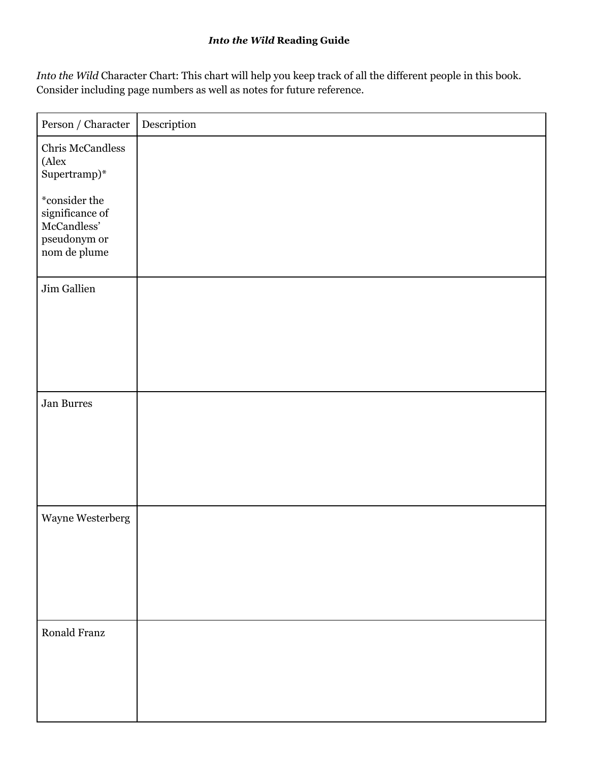# *Into the Wild* Reading Guide

*Into the Wild* Character Chart: This chart will help you keep track of all the different people in this book. Consider including page numbers as well as notes for future reference.

| Person / Character | Description |
|---|---|
| Chris McCandless (Alex Supertramp)*<br><br>*consider the significance of McCandless' pseudonym or nom de plume | |
| Jim Gallien | |
| Jan Burres | |
| Wayne Westerberg | |
| Ronald Franz | |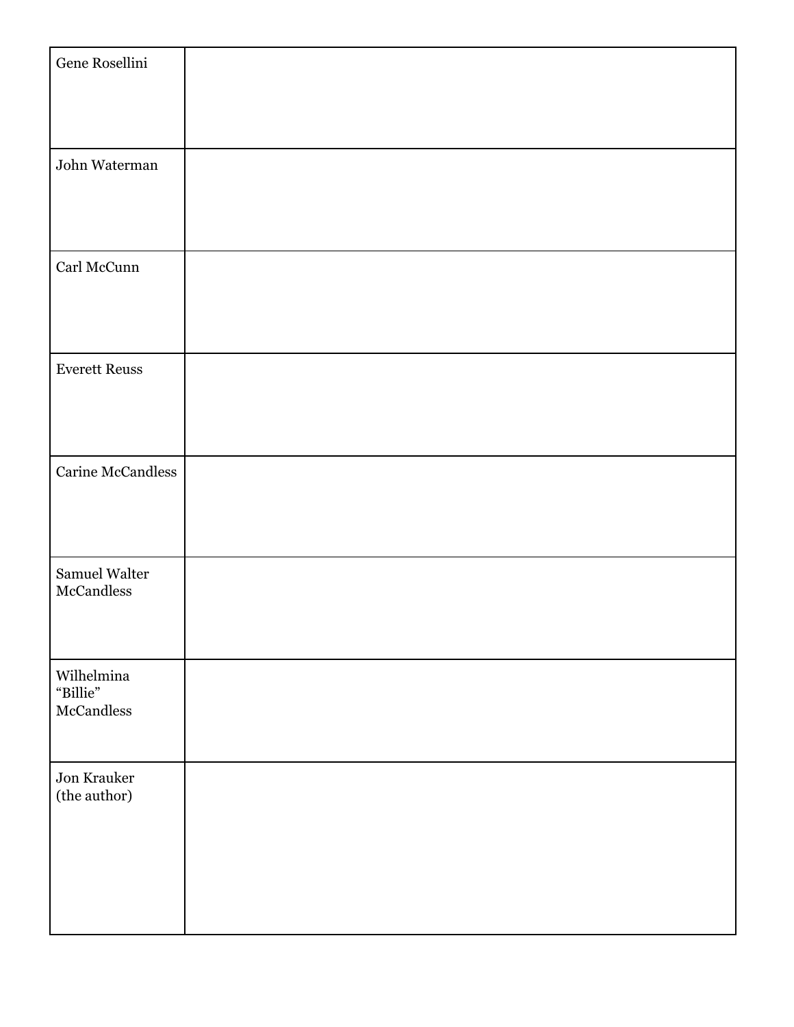| | |
|---|---|
| Gene Rosellini | |
| John Waterman | |
| Carl McCunn | |
| Everett Reuss | |
| Carine McCandless | |
| Samuel Walter McCandless | |
| Wilhelmina "Billie" McCandless | |
| Jon Krauker (the author) | |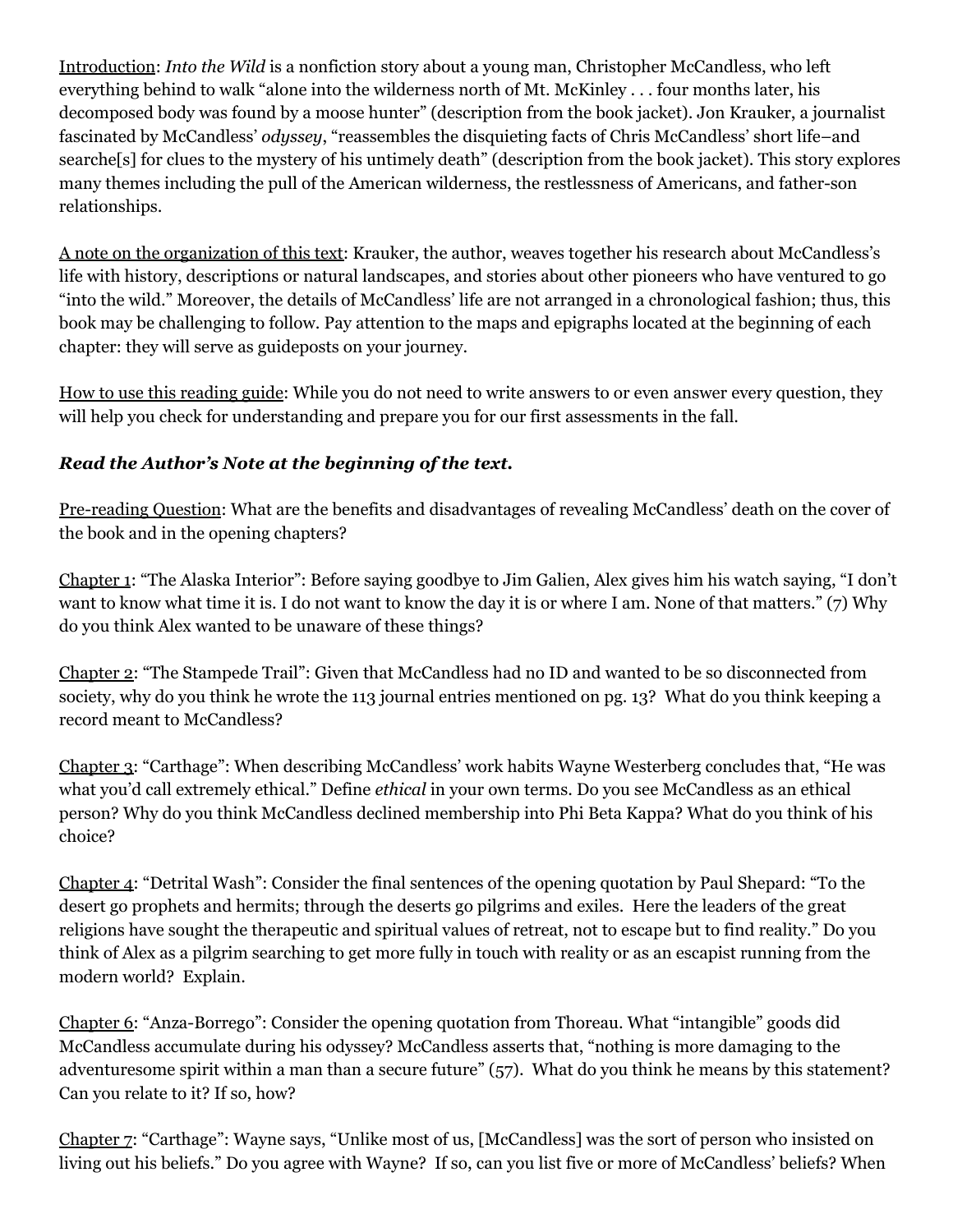Introduction: *Into the Wild* is a nonfiction story about a young man, Christopher McCandless, who left everything behind to walk "alone into the wilderness north of Mt. McKinley . . . four months later, his decomposed body was found by a moose hunter" (description from the book jacket). Jon Krauker, a journalist fascinated by McCandless' *odyssey*, "reassembles the disquieting facts of Chris McCandless' short life–and searche[s] for clues to the mystery of his untimely death" (description from the book jacket). This story explores many themes including the pull of the American wilderness, the restlessness of Americans, and father-son relationships.

A note on the organization of this text: Krauker, the author, weaves together his research about McCandless's life with history, descriptions or natural landscapes, and stories about other pioneers who have ventured to go "into the wild." Moreover, the details of McCandless' life are not arranged in a chronological fashion; thus, this book may be challenging to follow. Pay attention to the maps and epigraphs located at the beginning of each chapter: they will serve as guideposts on your journey.

How to use this reading guide: While you do not need to write answers to or even answer every question, they will help you check for understanding and prepare you for our first assessments in the fall.

***Read the Author's Note at the beginning of the text.***

Pre-reading Question: What are the benefits and disadvantages of revealing McCandless' death on the cover of the book and in the opening chapters?

Chapter 1: "The Alaska Interior": Before saying goodbye to Jim Galien, Alex gives him his watch saying, "I don't want to know what time it is. I do not want to know the day it is or where I am. None of that matters." (7) Why do you think Alex wanted to be unaware of these things?

Chapter 2: "The Stampede Trail": Given that McCandless had no ID and wanted to be so disconnected from society, why do you think he wrote the 113 journal entries mentioned on pg. 13? What do you think keeping a record meant to McCandless?

Chapter 3: "Carthage": When describing McCandless' work habits Wayne Westerberg concludes that, "He was what you'd call extremely ethical." Define *ethical* in your own terms. Do you see McCandless as an ethical person? Why do you think McCandless declined membership into Phi Beta Kappa? What do you think of his choice?

Chapter 4: "Detrital Wash": Consider the final sentences of the opening quotation by Paul Shepard: "To the desert go prophets and hermits; through the deserts go pilgrims and exiles. Here the leaders of the great religions have sought the therapeutic and spiritual values of retreat, not to escape but to find reality." Do you think of Alex as a pilgrim searching to get more fully in touch with reality or as an escapist running from the modern world? Explain.

Chapter 6: "Anza-Borrego": Consider the opening quotation from Thoreau. What "intangible" goods did McCandless accumulate during his odyssey? McCandless asserts that, "nothing is more damaging to the adventuresome spirit within a man than a secure future" (57). What do you think he means by this statement? Can you relate to it? If so, how?

Chapter 7: "Carthage": Wayne says, "Unlike most of us, [McCandless] was the sort of person who insisted on living out his beliefs." Do you agree with Wayne? If so, can you list five or more of McCandless' beliefs? When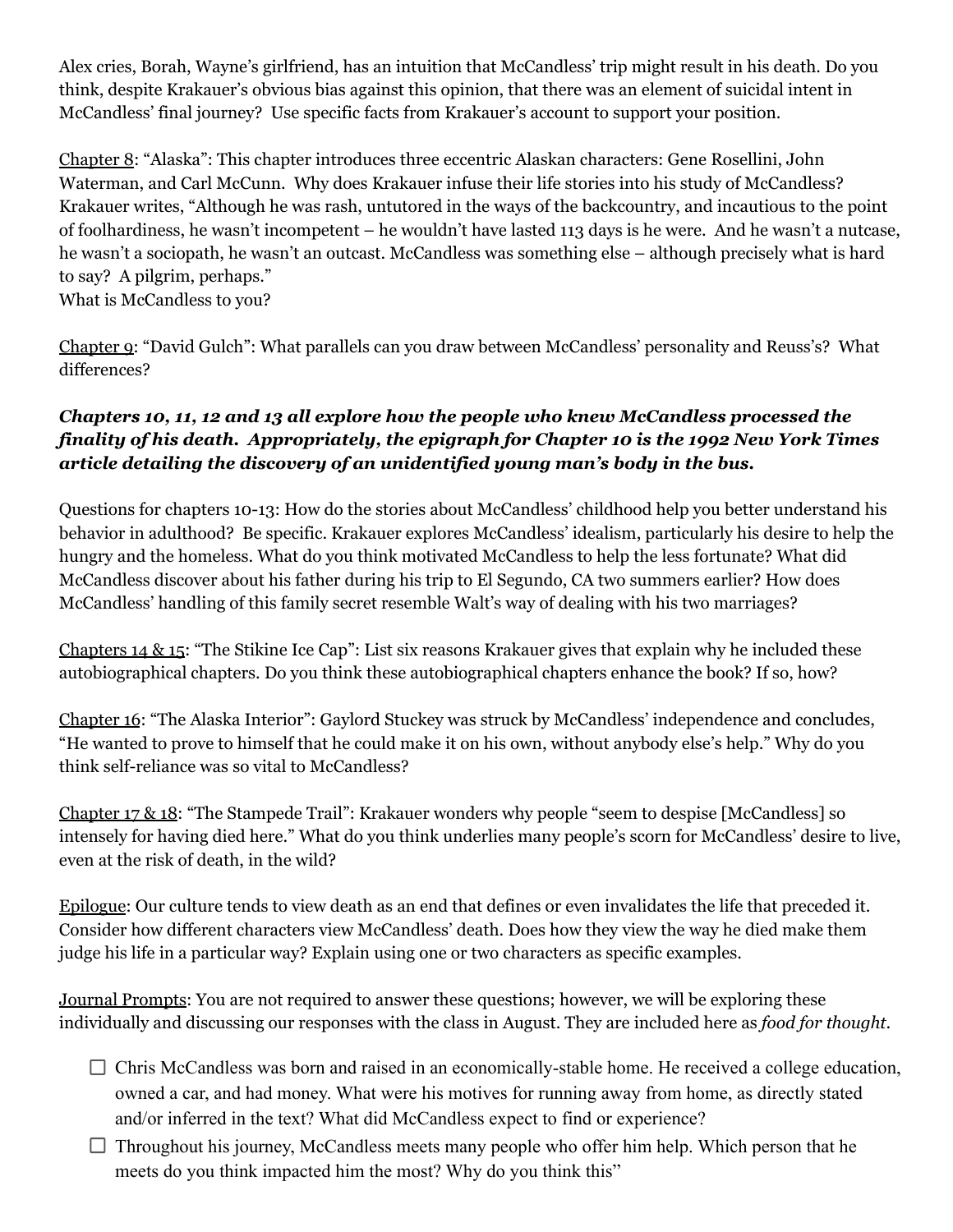Alex cries, Borah, Wayne's girlfriend, has an intuition that McCandless' trip might result in his death. Do you think, despite Krakauer's obvious bias against this opinion, that there was an element of suicidal intent in McCandless' final journey? Use specific facts from Krakauer's account to support your position.

<u>Chapter 8</u>: "Alaska": This chapter introduces three eccentric Alaskan characters: Gene Rosellini, John Waterman, and Carl McCunn. Why does Krakauer infuse their life stories into his study of McCandless? Krakauer writes, "Although he was rash, untutored in the ways of the backcountry, and incautious to the point of foolhardiness, he wasn't incompetent – he wouldn't have lasted 113 days is he were. And he wasn't a nutcase, he wasn't a sociopath, he wasn't an outcast. McCandless was something else – although precisely what is hard to say? A pilgrim, perhaps."
What is McCandless to you?

<u>Chapter 9</u>: "David Gulch": What parallels can you draw between McCandless' personality and Reuss's? What differences?

***Chapters 10, 11, 12 and 13 all explore how the people who knew McCandless processed the finality of his death. Appropriately, the epigraph for Chapter 10 is the 1992 New York Times article detailing the discovery of an unidentified young man's body in the bus.***

Questions for chapters 10-13: How do the stories about McCandless' childhood help you better understand his behavior in adulthood? Be specific. Krakauer explores McCandless' idealism, particularly his desire to help the hungry and the homeless. What do you think motivated McCandless to help the less fortunate? What did McCandless discover about his father during his trip to El Segundo, CA two summers earlier? How does McCandless' handling of this family secret resemble Walt's way of dealing with his two marriages?

<u>Chapters 14 & 15</u>: "The Stikine Ice Cap": List six reasons Krakauer gives that explain why he included these autobiographical chapters. Do you think these autobiographical chapters enhance the book? If so, how?

<u>Chapter 16</u>: "The Alaska Interior": Gaylord Stuckey was struck by McCandless' independence and concludes, "He wanted to prove to himself that he could make it on his own, without anybody else's help." Why do you think self-reliance was so vital to McCandless?

<u>Chapter 17 & 18</u>: "The Stampede Trail": Krakauer wonders why people "seem to despise [McCandless] so intensely for having died here." What do you think underlies many people's scorn for McCandless' desire to live, even at the risk of death, in the wild?

<u>Epilogue</u>: Our culture tends to view death as an end that defines or even invalidates the life that preceded it. Consider how different characters view McCandless' death. Does how they view the way he died make them judge his life in a particular way? Explain using one or two characters as specific examples.

<u>Journal Prompts</u>: You are not required to answer these questions; however, we will be exploring these individually and discussing our responses with the class in August. They are included here as *food for thought*.

- ☐ Chris McCandless was born and raised in an economically-stable home. He received a college education, owned a car, and had money. What were his motives for running away from home, as directly stated and/or inferred in the text? What did McCandless expect to find or experience?
- ☐ Throughout his journey, McCandless meets many people who offer him help. Which person that he meets do you think impacted him the most? Why do you think this"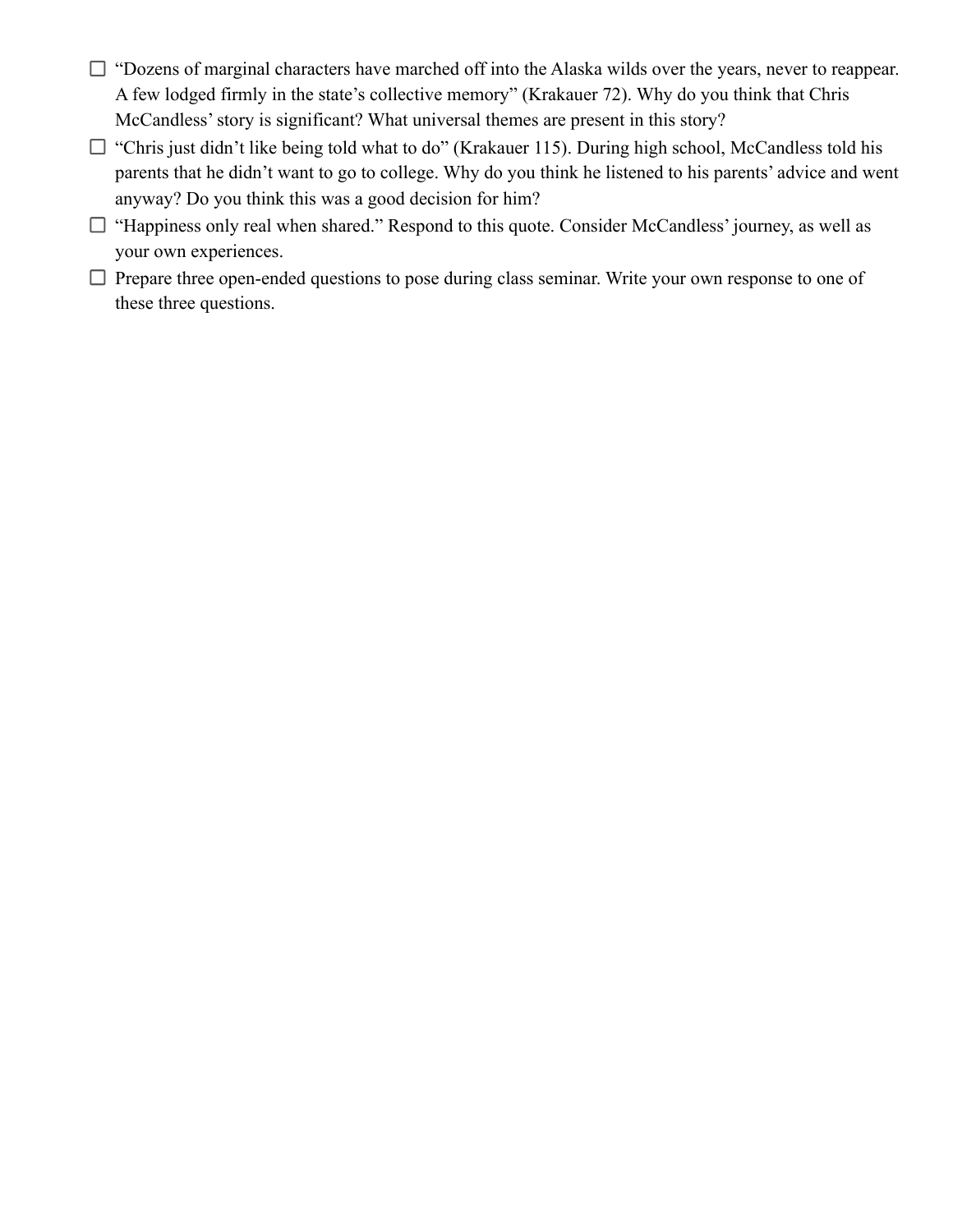- [ ] "Dozens of marginal characters have marched off into the Alaska wilds over the years, never to reappear. A few lodged firmly in the state's collective memory" (Krakauer 72). Why do you think that Chris McCandless' story is significant? What universal themes are present in this story?
- [ ] "Chris just didn't like being told what to do" (Krakauer 115). During high school, McCandless told his parents that he didn't want to go to college. Why do you think he listened to his parents' advice and went anyway? Do you think this was a good decision for him?
- [ ] "Happiness only real when shared." Respond to this quote. Consider McCandless' journey, as well as your own experiences.
- [ ] Prepare three open-ended questions to pose during class seminar. Write your own response to one of these three questions.